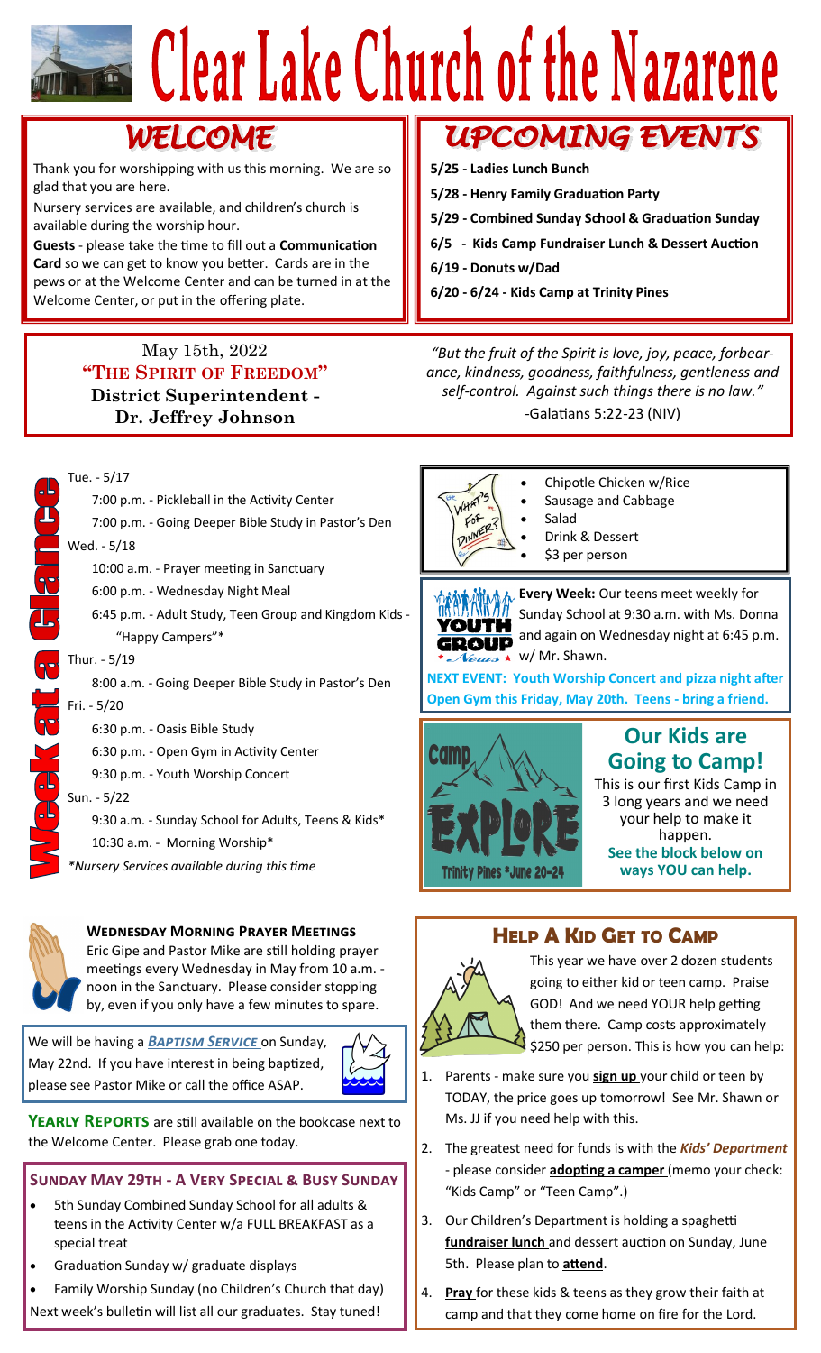# Clear Lake Church of the Nazarene

## WELCOME

Thank you for worshipping with us this morning. We are so glad that you are here.

Nursery services are available, and children's church is available during the worship hour.

**Guests** - please take the time to fill out a **Communication Card** so we can get to know you better. Cards are in the pews or at the Welcome Center and can be turned in at the Welcome Center, or put in the offering plate.

## UPCOMING EVENTS

- **5/25 - Ladies Lunch Bunch**
- **5/28 - Henry Family Graduation Party**
- **5/29 - Combined Sunday School & Graduation Sunday**
- **6/5 - Kids Camp Fundraiser Lunch & Dessert Auction**
- **6/19 - Donuts w/Dad**
- **6/20 - 6/24 - Kids Camp at Trinity Pines**

May 15th, 2022

**"THE SPIRIT OF FREEDOM"**

**District Superintendent - Dr. Jeffrey Johnson**

*"But the fruit of the Spirit is love, joy, peace, forbearance, kindness, goodness, faithfulness, gentleness and self-control. Against such things there is no law."*
-Galatians 5:22-23 (NIV)

## Week at a Glance

Tue. - 5/17
- 7:00 p.m. - Pickleball in the Activity Center
- 7:00 p.m. - Going Deeper Bible Study in Pastor's Den

Wed. - 5/18
- 10:00 a.m. - Prayer meeting in Sanctuary
- 6:00 p.m. - Wednesday Night Meal
- 6:45 p.m. - Adult Study, Teen Group and Kingdom Kids - "Happy Campers"*

Thur. - 5/19
- 8:00 a.m. - Going Deeper Bible Study in Pastor's Den

Fri. - 5/20
- 6:30 p.m. - Oasis Bible Study
- 6:30 p.m. - Open Gym in Activity Center
- 9:30 p.m. - Youth Worship Concert

Sun. - 5/22
- 9:30 a.m. - Sunday School for Adults, Teens & Kids*
- 10:30 a.m. - Morning Worship*

*\*Nursery Services available during this time*

### What's For Dinner?

- Chipotle Chicken w/Rice
- Sausage and Cabbage
- Salad
- Drink & Dessert
- $3 per person

### Youth Group News

**Every Week:** Our teens meet weekly for Sunday School at 9:30 a.m. with Ms. Donna and again on Wednesday night at 6:45 p.m. w/ Mr. Shawn.

**NEXT EVENT: Youth Worship Concert and pizza night after Open Gym this Friday, May 20th. Teens - bring a friend.**

Camp EXPLORE — Trinity Pines * June 20-24

## Our Kids are Going to Camp!

This is our first Kids Camp in 3 long years and we need your help to make it happen.

**See the block below on ways YOU can help.**

### WEDNESDAY MORNING PRAYER MEETINGS

Eric Gipe and Pastor Mike are still holding prayer meetings every Wednesday in May from 10 a.m. - noon in the Sanctuary. Please consider stopping by, even if you only have a few minutes to spare.

We will be having a ***BAPTISM SERVICE*** on Sunday, May 22nd. If you have interest in being baptized, please see Pastor Mike or call the office ASAP.

**YEARLY REPORTS** are still available on the bookcase next to the Welcome Center. Please grab one today.

### SUNDAY MAY 29TH - A VERY SPECIAL & BUSY SUNDAY

- 5th Sunday Combined Sunday School for all adults & teens in the Activity Center w/a FULL BREAKFAST as a special treat
- Graduation Sunday w/ graduate displays
- Family Worship Sunday (no Children's Church that day)

Next week's bulletin will list all our graduates. Stay tuned!

## HELP A KID GET TO CAMP

This year we have over 2 dozen students going to either kid or teen camp. Praise GOD! And we need YOUR help getting them there. Camp costs approximately $250 per person. This is how you can help:

1. Parents - make sure you **sign up** your child or teen by TODAY, the price goes up tomorrow! See Mr. Shawn or Ms. JJ if you need help with this.
2. The greatest need for funds is with the ***Kids' Department*** - please consider **adopting a camper** (memo your check: "Kids Camp" or "Teen Camp".)
3. Our Children's Department is holding a spaghetti **fundraiser lunch** and dessert auction on Sunday, June 5th. Please plan to **attend**.
4. **Pray** for these kids & teens as they grow their faith at camp and that they come home on fire for the Lord.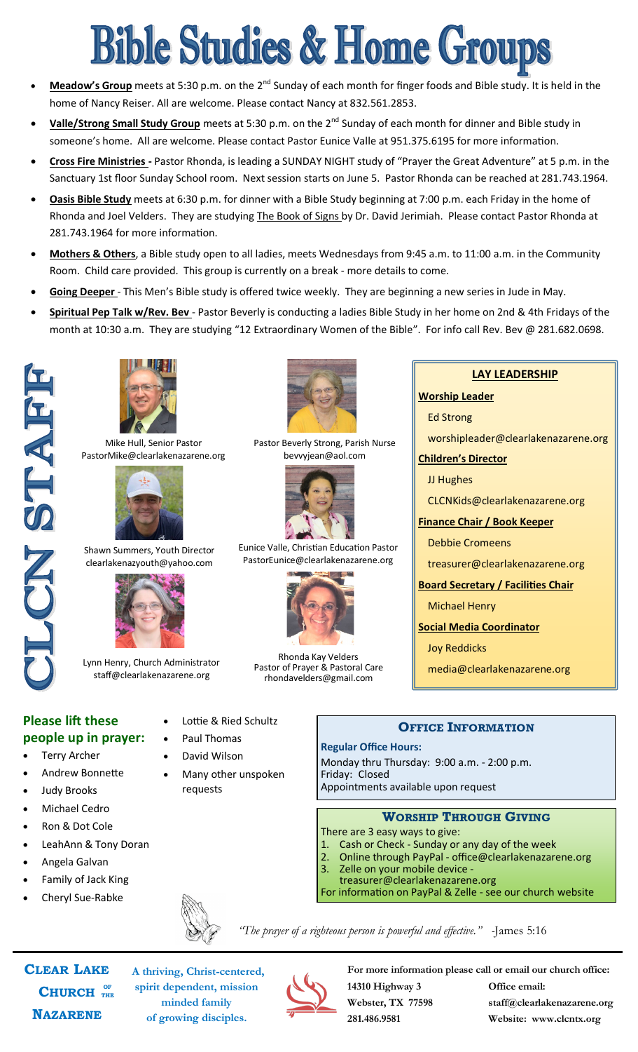# Bible Studies & Home Groups

- **Meadow's Group** meets at 5:30 p.m. on the 2nd Sunday of each month for finger foods and Bible study. It is held in the home of Nancy Reiser. All are welcome. Please contact Nancy at 832.561.2853.
- **Valle/Strong Small Study Group** meets at 5:30 p.m. on the 2nd Sunday of each month for dinner and Bible study in someone's home. All are welcome. Please contact Pastor Eunice Valle at 951.375.6195 for more information.
- **Cross Fire Ministries -** Pastor Rhonda, is leading a SUNDAY NIGHT study of "Prayer the Great Adventure" at 5 p.m. in the Sanctuary 1st floor Sunday School room. Next session starts on June 5. Pastor Rhonda can be reached at 281.743.1964.
- **Oasis Bible Study** meets at 6:30 p.m. for dinner with a Bible Study beginning at 7:00 p.m. each Friday in the home of Rhonda and Joel Velders. They are studying The Book of Signs by Dr. David Jerimiah. Please contact Pastor Rhonda at 281.743.1964 for more information.
- **Mothers & Others**, a Bible study open to all ladies, meets Wednesdays from 9:45 a.m. to 11:00 a.m. in the Community Room. Child care provided. This group is currently on a break - more details to come.
- **Going Deeper** - This Men's Bible study is offered twice weekly. They are beginning a new series in Jude in May.
- **Spiritual Pep Talk w/Rev. Bev** - Pastor Beverly is conducting a ladies Bible Study in her home on 2nd & 4th Fridays of the month at 10:30 a.m. They are studying "12 Extraordinary Women of the Bible". For info call Rev. Bev @ 281.682.0698.

## CLCN STAFF

Mike Hull, Senior Pastor
PastorMike@clearlakenazarene.org

Pastor Beverly Strong, Parish Nurse
bevvyjean@aol.com

Shawn Summers, Youth Director
clearlakenazyouth@yahoo.com

Eunice Valle, Christian Education Pastor
PastorEunice@clearlakenazarene.org

Lynn Henry, Church Administrator
staff@clearlakenazarene.org

Rhonda Kay Velders
Pastor of Prayer & Pastoral Care
rhondavelders@gmail.com

### LAY LEADERSHIP

**Worship Leader**
Ed Strong
worshipleader@clearlakenazarene.org

**Children's Director**
JJ Hughes
CLCNKids@clearlakenazarene.org

**Finance Chair / Book Keeper**
Debbie Cromeens
treasurer@clearlakenazarene.org

**Board Secretary / Facilities Chair**
Michael Henry

**Social Media Coordinator**
Joy Reddicks
media@clearlakenazarene.org

## Please lift these people up in prayer:

- Terry Archer
- Andrew Bonnette
- Judy Brooks
- Michael Cedro
- Ron & Dot Cole
- LeahAnn & Tony Doran
- Angela Galvan
- Family of Jack King
- Cheryl Sue-Rabke
- Lottie & Ried Schultz
- Paul Thomas
- David Wilson
- Many other unspoken requests

## Office Information

**Regular Office Hours:**
Monday thru Thursday: 9:00 a.m. - 2:00 p.m.
Friday: Closed
Appointments available upon request

## Worship Through Giving

There are 3 easy ways to give:

1. Cash or Check - Sunday or any day of the week
2. Online through PayPal - office@clearlakenazarene.org
3. Zelle on your mobile device - treasurer@clearlakenazarene.org

For information on PayPal & Zelle - see our church website

*"The prayer of a righteous person is powerful and effective."* -James 5:16

**Clear Lake Church of the Nazarene**

**A thriving, Christ-centered, spirit dependent, mission minded family of growing disciples.**

**For more information please call or email our church office:**

**14310 Highway 3**
**Webster, TX 77598**
**281.486.9581**

**Office email:**
**staff@clearlakenazarene.org**
**Website: www.clcntx.org**